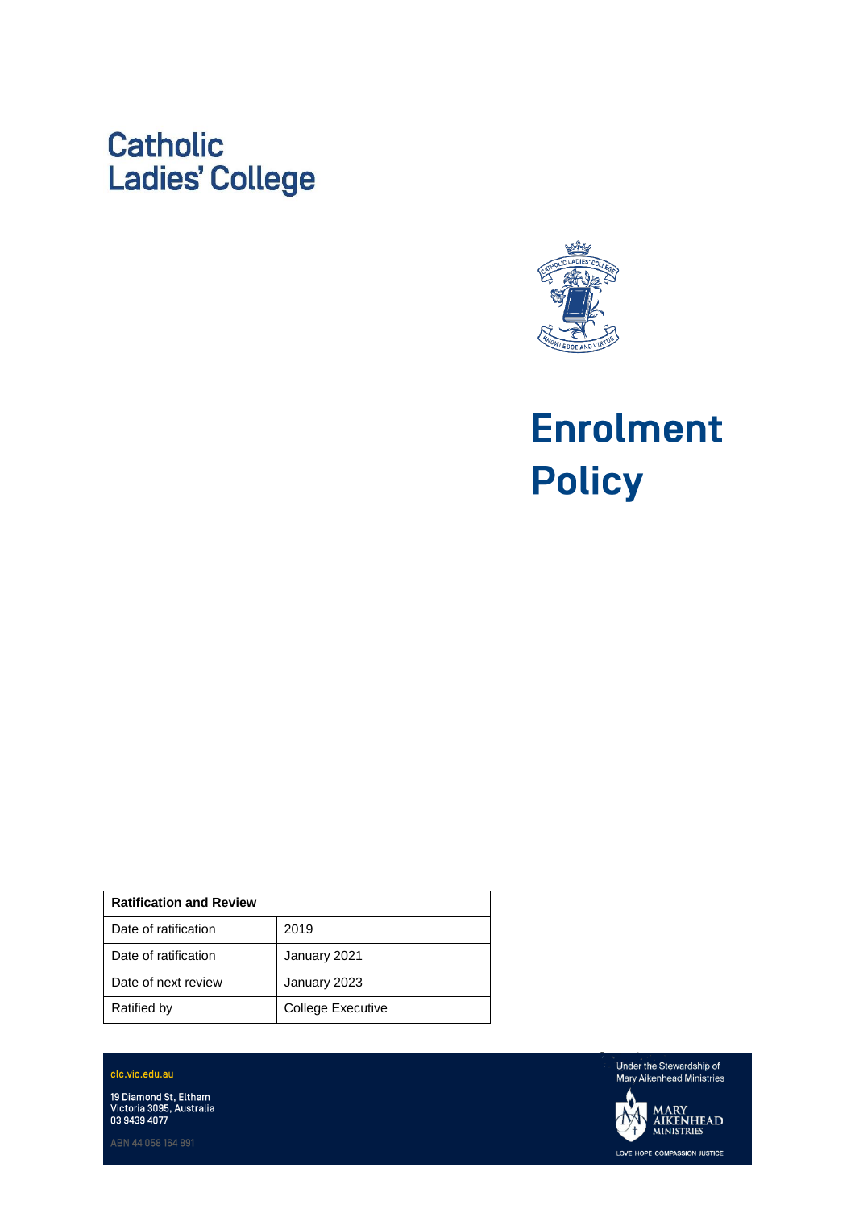Catholic
Ladies' College

# Enrolment Policy

| Ratification and Review | |
|---|---|
| Date of ratification | 2019 |
| Date of ratification | January 2021 |
| Date of next review | January 2023 |
| Ratified by | College Executive |

clc.vic.edu.au

19 Diamond St, Eltham
Victoria 3095, Australia
03 9439 4077

ABN 44 058 164 891

Under the Stewardship of
Mary Aikenhead Ministries

MARY AIKENHEAD MINISTRIES

LOVE HOPE COMPASSION JUSTICE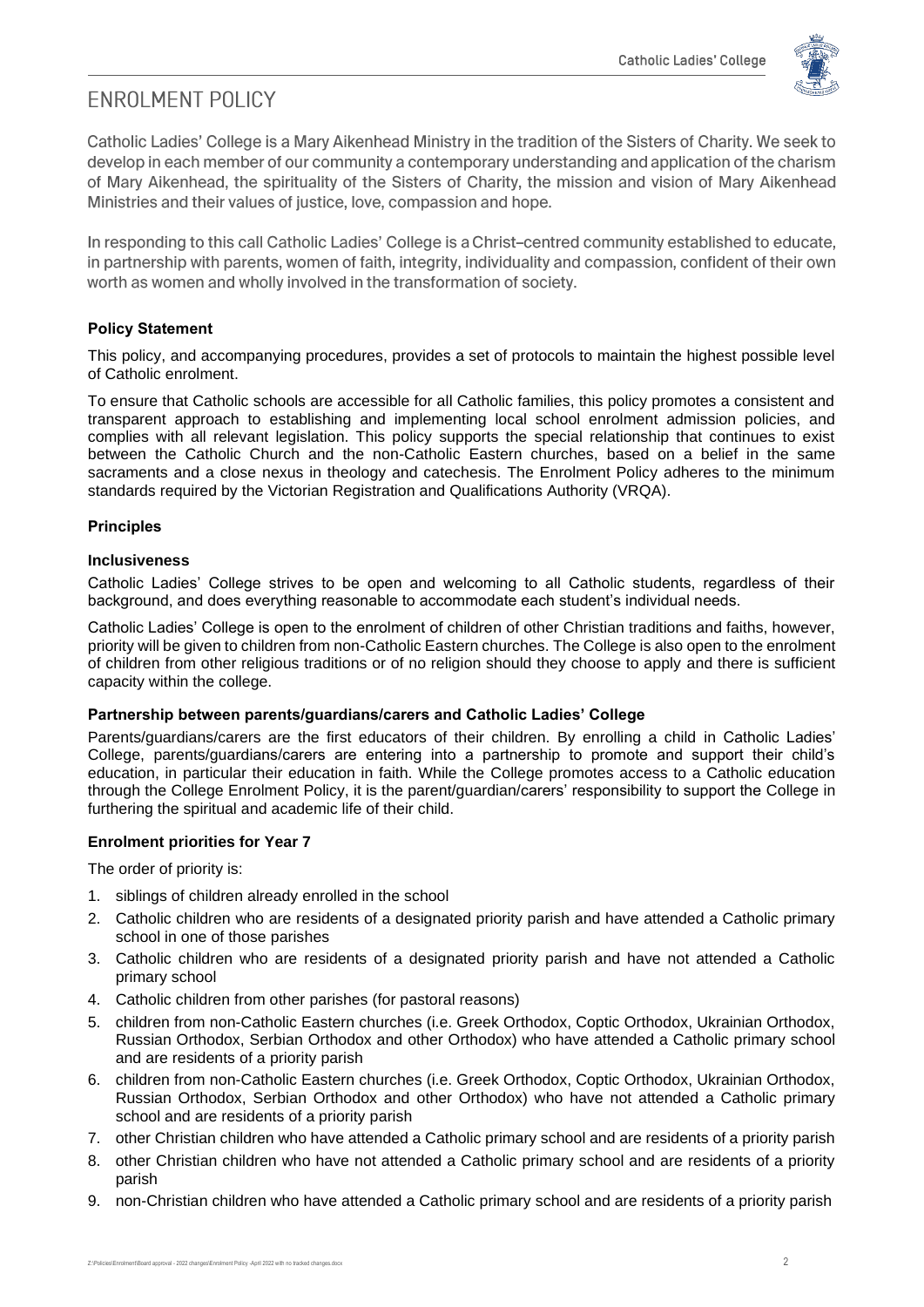# ENROLMENT POLICY

Catholic Ladies' College is a Mary Aikenhead Ministry in the tradition of the Sisters of Charity. We seek to develop in each member of our community a contemporary understanding and application of the charism of Mary Aikenhead, the spirituality of the Sisters of Charity, the mission and vision of Mary Aikenhead Ministries and their values of justice, love, compassion and hope.

In responding to this call Catholic Ladies' College is a Christ–centred community established to educate, in partnership with parents, women of faith, integrity, individuality and compassion, confident of their own worth as women and wholly involved in the transformation of society.

### Policy Statement

This policy, and accompanying procedures, provides a set of protocols to maintain the highest possible level of Catholic enrolment.

To ensure that Catholic schools are accessible for all Catholic families, this policy promotes a consistent and transparent approach to establishing and implementing local school enrolment admission policies, and complies with all relevant legislation. This policy supports the special relationship that continues to exist between the Catholic Church and the non-Catholic Eastern churches, based on a belief in the same sacraments and a close nexus in theology and catechesis. The Enrolment Policy adheres to the minimum standards required by the Victorian Registration and Qualifications Authority (VRQA).

### Principles

#### Inclusiveness

Catholic Ladies' College strives to be open and welcoming to all Catholic students, regardless of their background, and does everything reasonable to accommodate each student's individual needs.

Catholic Ladies' College is open to the enrolment of children of other Christian traditions and faiths, however, priority will be given to children from non-Catholic Eastern churches. The College is also open to the enrolment of children from other religious traditions or of no religion should they choose to apply and there is sufficient capacity within the college.

#### Partnership between parents/guardians/carers and Catholic Ladies' College

Parents/guardians/carers are the first educators of their children. By enrolling a child in Catholic Ladies' College, parents/guardians/carers are entering into a partnership to promote and support their child's education, in particular their education in faith. While the College promotes access to a Catholic education through the College Enrolment Policy, it is the parent/guardian/carers' responsibility to support the College in furthering the spiritual and academic life of their child.

#### Enrolment priorities for Year 7

The order of priority is:

1. siblings of children already enrolled in the school
2. Catholic children who are residents of a designated priority parish and have attended a Catholic primary school in one of those parishes
3. Catholic children who are residents of a designated priority parish and have not attended a Catholic primary school
4. Catholic children from other parishes (for pastoral reasons)
5. children from non-Catholic Eastern churches (i.e. Greek Orthodox, Coptic Orthodox, Ukrainian Orthodox, Russian Orthodox, Serbian Orthodox and other Orthodox) who have attended a Catholic primary school and are residents of a priority parish
6. children from non-Catholic Eastern churches (i.e. Greek Orthodox, Coptic Orthodox, Ukrainian Orthodox, Russian Orthodox, Serbian Orthodox and other Orthodox) who have not attended a Catholic primary school and are residents of a priority parish
7. other Christian children who have attended a Catholic primary school and are residents of a priority parish
8. other Christian children who have not attended a Catholic primary school and are residents of a priority parish
9. non-Christian children who have attended a Catholic primary school and are residents of a priority parish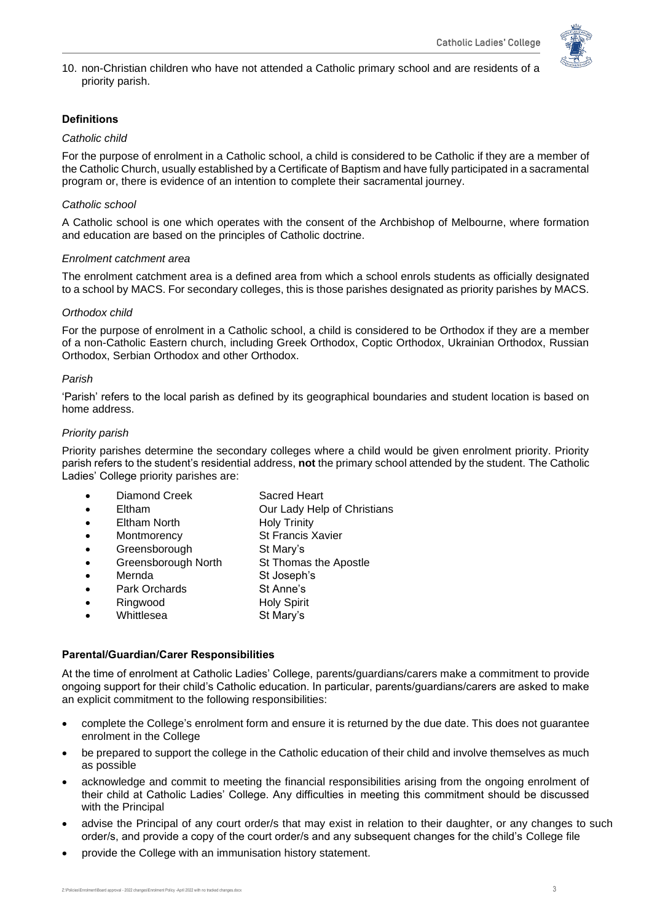10. non-Christian children who have not attended a Catholic primary school and are residents of a priority parish.

## Definitions

*Catholic child*

For the purpose of enrolment in a Catholic school, a child is considered to be Catholic if they are a member of the Catholic Church, usually established by a Certificate of Baptism and have fully participated in a sacramental program or, there is evidence of an intention to complete their sacramental journey.

*Catholic school*

A Catholic school is one which operates with the consent of the Archbishop of Melbourne, where formation and education are based on the principles of Catholic doctrine.

*Enrolment catchment area*

The enrolment catchment area is a defined area from which a school enrols students as officially designated to a school by MACS. For secondary colleges, this is those parishes designated as priority parishes by MACS.

*Orthodox child*

For the purpose of enrolment in a Catholic school, a child is considered to be Orthodox if they are a member of a non-Catholic Eastern church, including Greek Orthodox, Coptic Orthodox, Ukrainian Orthodox, Russian Orthodox, Serbian Orthodox and other Orthodox.

*Parish*

'Parish' refers to the local parish as defined by its geographical boundaries and student location is based on home address.

*Priority parish*

Priority parishes determine the secondary colleges where a child would be given enrolment priority. Priority parish refers to the student's residential address, **not** the primary school attended by the student. The Catholic Ladies' College priority parishes are:

- Diamond Creek — Sacred Heart
- Eltham — Our Lady Help of Christians
- Eltham North — Holy Trinity
- Montmorency — St Francis Xavier
- Greensborough — St Mary's
- Greensborough North — St Thomas the Apostle
- Mernda — St Joseph's
- Park Orchards — St Anne's
- Ringwood — Holy Spirit
- Whittlesea — St Mary's

## Parental/Guardian/Carer Responsibilities

At the time of enrolment at Catholic Ladies' College, parents/guardians/carers make a commitment to provide ongoing support for their child's Catholic education. In particular, parents/guardians/carers are asked to make an explicit commitment to the following responsibilities:

- complete the College's enrolment form and ensure it is returned by the due date. This does not guarantee enrolment in the College
- be prepared to support the college in the Catholic education of their child and involve themselves as much as possible
- acknowledge and commit to meeting the financial responsibilities arising from the ongoing enrolment of their child at Catholic Ladies' College. Any difficulties in meeting this commitment should be discussed with the Principal
- advise the Principal of any court order/s that may exist in relation to their daughter, or any changes to such order/s, and provide a copy of the court order/s and any subsequent changes for the child's College file
- provide the College with an immunisation history statement.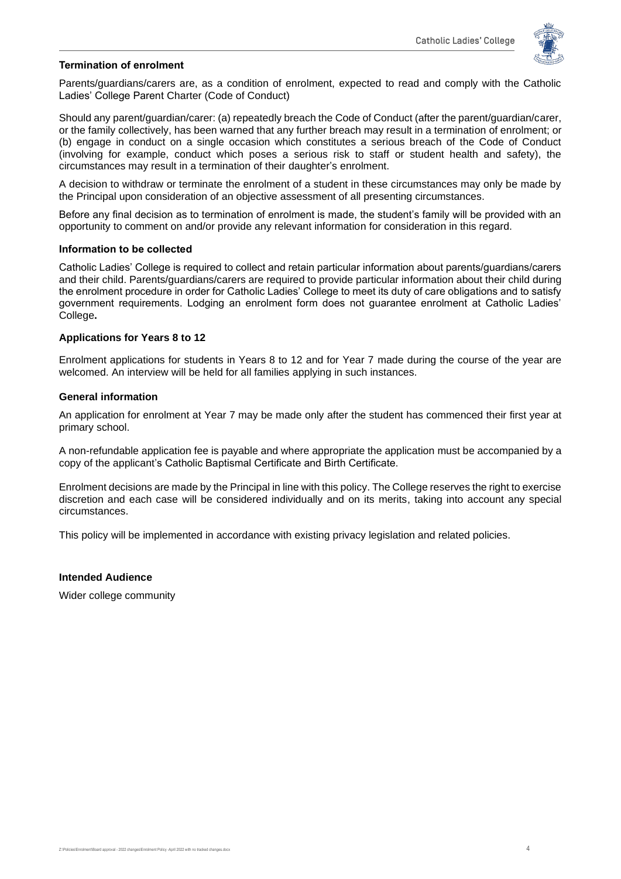### Termination of enrolment

Parents/guardians/carers are, as a condition of enrolment, expected to read and comply with the Catholic Ladies' College Parent Charter (Code of Conduct)

Should any parent/guardian/carer: (a) repeatedly breach the Code of Conduct (after the parent/guardian/carer, or the family collectively, has been warned that any further breach may result in a termination of enrolment; or (b) engage in conduct on a single occasion which constitutes a serious breach of the Code of Conduct (involving for example, conduct which poses a serious risk to staff or student health and safety), the circumstances may result in a termination of their daughter's enrolment.

A decision to withdraw or terminate the enrolment of a student in these circumstances may only be made by the Principal upon consideration of an objective assessment of all presenting circumstances.

Before any final decision as to termination of enrolment is made, the student's family will be provided with an opportunity to comment on and/or provide any relevant information for consideration in this regard.

### Information to be collected

Catholic Ladies' College is required to collect and retain particular information about parents/guardians/carers and their child. Parents/guardians/carers are required to provide particular information about their child during the enrolment procedure in order for Catholic Ladies' College to meet its duty of care obligations and to satisfy government requirements. Lodging an enrolment form does not guarantee enrolment at Catholic Ladies' College**.**

### Applications for Years 8 to 12

Enrolment applications for students in Years 8 to 12 and for Year 7 made during the course of the year are welcomed. An interview will be held for all families applying in such instances.

### General information

An application for enrolment at Year 7 may be made only after the student has commenced their first year at primary school.

A non-refundable application fee is payable and where appropriate the application must be accompanied by a copy of the applicant's Catholic Baptismal Certificate and Birth Certificate.

Enrolment decisions are made by the Principal in line with this policy. The College reserves the right to exercise discretion and each case will be considered individually and on its merits, taking into account any special circumstances.

This policy will be implemented in accordance with existing privacy legislation and related policies.

### Intended Audience

Wider college community